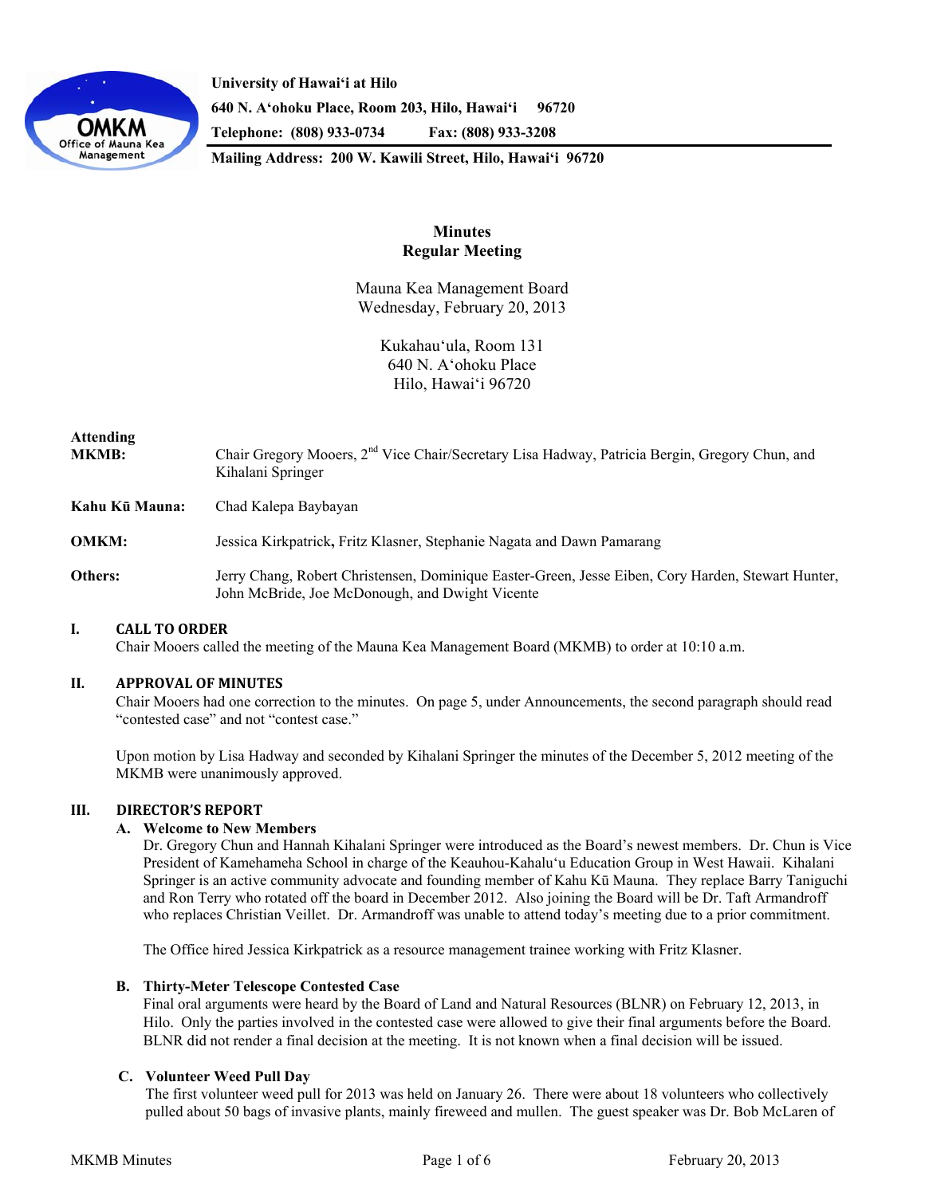University of Hawaiʻi at Hilo
640 N. Aʻohoku Place, Room 203, Hilo, Hawaiʻi 96720
Telephone: (808) 933-0734 Fax: (808) 933-3208
Mailing Address: 200 W. Kawili Street, Hilo, Hawaiʻi 96720

# Minutes
## Regular Meeting

Mauna Kea Management Board
Wednesday, February 20, 2013

Kukahauʻula, Room 131
640 N. Aʻohoku Place
Hilo, Hawaiʻi 96720

**Attending**

**MKMB:** Chair Gregory Mooers, 2nd Vice Chair/Secretary Lisa Hadway, Patricia Bergin, Gregory Chun, and Kihalani Springer

**Kahu Kū Mauna:** Chad Kalepa Baybayan

**OMKM:** Jessica Kirkpatrick**,** Fritz Klasner, Stephanie Nagata and Dawn Pamarang

**Others:** Jerry Chang, Robert Christensen, Dominique Easter-Green, Jesse Eiben, Cory Harden, Stewart Hunter, John McBride, Joe McDonough, and Dwight Vicente

### I. CALL TO ORDER

Chair Mooers called the meeting of the Mauna Kea Management Board (MKMB) to order at 10:10 a.m.

### II. APPROVAL OF MINUTES

Chair Mooers had one correction to the minutes. On page 5, under Announcements, the second paragraph should read "contested case" and not "contest case."

Upon motion by Lisa Hadway and seconded by Kihalani Springer the minutes of the December 5, 2012 meeting of the MKMB were unanimously approved.

### III. DIRECTOR'S REPORT

**A. Welcome to New Members**

Dr. Gregory Chun and Hannah Kihalani Springer were introduced as the Board's newest members. Dr. Chun is Vice President of Kamehameha School in charge of the Keauhou-Kahaluʻu Education Group in West Hawaii. Kihalani Springer is an active community advocate and founding member of Kahu Kū Mauna. They replace Barry Taniguchi and Ron Terry who rotated off the board in December 2012. Also joining the Board will be Dr. Taft Armandroff who replaces Christian Veillet. Dr. Armandroff was unable to attend today's meeting due to a prior commitment.

The Office hired Jessica Kirkpatrick as a resource management trainee working with Fritz Klasner.

**B. Thirty-Meter Telescope Contested Case**

Final oral arguments were heard by the Board of Land and Natural Resources (BLNR) on February 12, 2013, in Hilo. Only the parties involved in the contested case were allowed to give their final arguments before the Board. BLNR did not render a final decision at the meeting. It is not known when a final decision will be issued.

**C. Volunteer Weed Pull Day**

The first volunteer weed pull for 2013 was held on January 26. There were about 18 volunteers who collectively pulled about 50 bags of invasive plants, mainly fireweed and mullen. The guest speaker was Dr. Bob McLaren of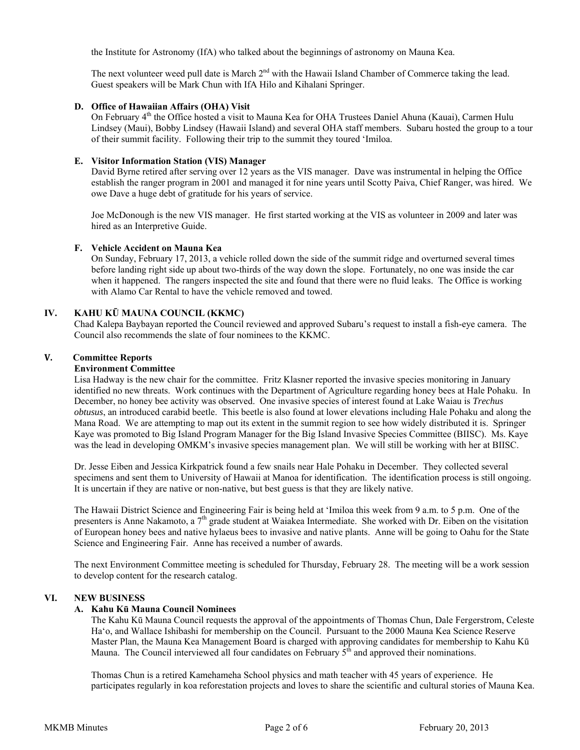the Institute for Astronomy (IfA) who talked about the beginnings of astronomy on Mauna Kea.

The next volunteer weed pull date is March 2nd with the Hawaii Island Chamber of Commerce taking the lead. Guest speakers will be Mark Chun with IfA Hilo and Kihalani Springer.

### D. Office of Hawaiian Affairs (OHA) Visit

On February 4th the Office hosted a visit to Mauna Kea for OHA Trustees Daniel Ahuna (Kauai), Carmen Hulu Lindsey (Maui), Bobby Lindsey (Hawaii Island) and several OHA staff members. Subaru hosted the group to a tour of their summit facility. Following their trip to the summit they toured ʻImiloa.

### E. Visitor Information Station (VIS) Manager

David Byrne retired after serving over 12 years as the VIS manager. Dave was instrumental in helping the Office establish the ranger program in 2001 and managed it for nine years until Scotty Paiva, Chief Ranger, was hired. We owe Dave a huge debt of gratitude for his years of service.

Joe McDonough is the new VIS manager. He first started working at the VIS as volunteer in 2009 and later was hired as an Interpretive Guide.

### F. Vehicle Accident on Mauna Kea

On Sunday, February 17, 2013, a vehicle rolled down the side of the summit ridge and overturned several times before landing right side up about two-thirds of the way down the slope. Fortunately, no one was inside the car when it happened. The rangers inspected the site and found that there were no fluid leaks. The Office is working with Alamo Car Rental to have the vehicle removed and towed.

## IV. KAHU KŪ MAUNA COUNCIL (KKMC)

Chad Kalepa Baybayan reported the Council reviewed and approved Subaru's request to install a fish-eye camera. The Council also recommends the slate of four nominees to the KKMC.

## V. Committee Reports

### Environment Committee

Lisa Hadway is the new chair for the committee. Fritz Klasner reported the invasive species monitoring in January identified no new threats. Work continues with the Department of Agriculture regarding honey bees at Hale Pohaku. In December, no honey bee activity was observed. One invasive species of interest found at Lake Waiau is *Trechus obtusus*, an introduced carabid beetle. This beetle is also found at lower elevations including Hale Pohaku and along the Mana Road. We are attempting to map out its extent in the summit region to see how widely distributed it is. Springer Kaye was promoted to Big Island Program Manager for the Big Island Invasive Species Committee (BIISC). Ms. Kaye was the lead in developing OMKM's invasive species management plan. We will still be working with her at BIISC.

Dr. Jesse Eiben and Jessica Kirkpatrick found a few snails near Hale Pohaku in December. They collected several specimens and sent them to University of Hawaii at Manoa for identification. The identification process is still ongoing. It is uncertain if they are native or non-native, but best guess is that they are likely native.

The Hawaii District Science and Engineering Fair is being held at ʻImiloa this week from 9 a.m. to 5 p.m. One of the presenters is Anne Nakamoto, a 7th grade student at Waiakea Intermediate. She worked with Dr. Eiben on the visitation of European honey bees and native hylaeus bees to invasive and native plants. Anne will be going to Oahu for the State Science and Engineering Fair. Anne has received a number of awards.

The next Environment Committee meeting is scheduled for Thursday, February 28. The meeting will be a work session to develop content for the research catalog.

## VI. NEW BUSINESS

### A. Kahu Kū Mauna Council Nominees

The Kahu Kū Mauna Council requests the approval of the appointments of Thomas Chun, Dale Fergerstrom, Celeste Haʻo, and Wallace Ishibashi for membership on the Council. Pursuant to the 2000 Mauna Kea Science Reserve Master Plan, the Mauna Kea Management Board is charged with approving candidates for membership to Kahu Kū Mauna. The Council interviewed all four candidates on February 5th and approved their nominations.

Thomas Chun is a retired Kamehameha School physics and math teacher with 45 years of experience. He participates regularly in koa reforestation projects and loves to share the scientific and cultural stories of Mauna Kea.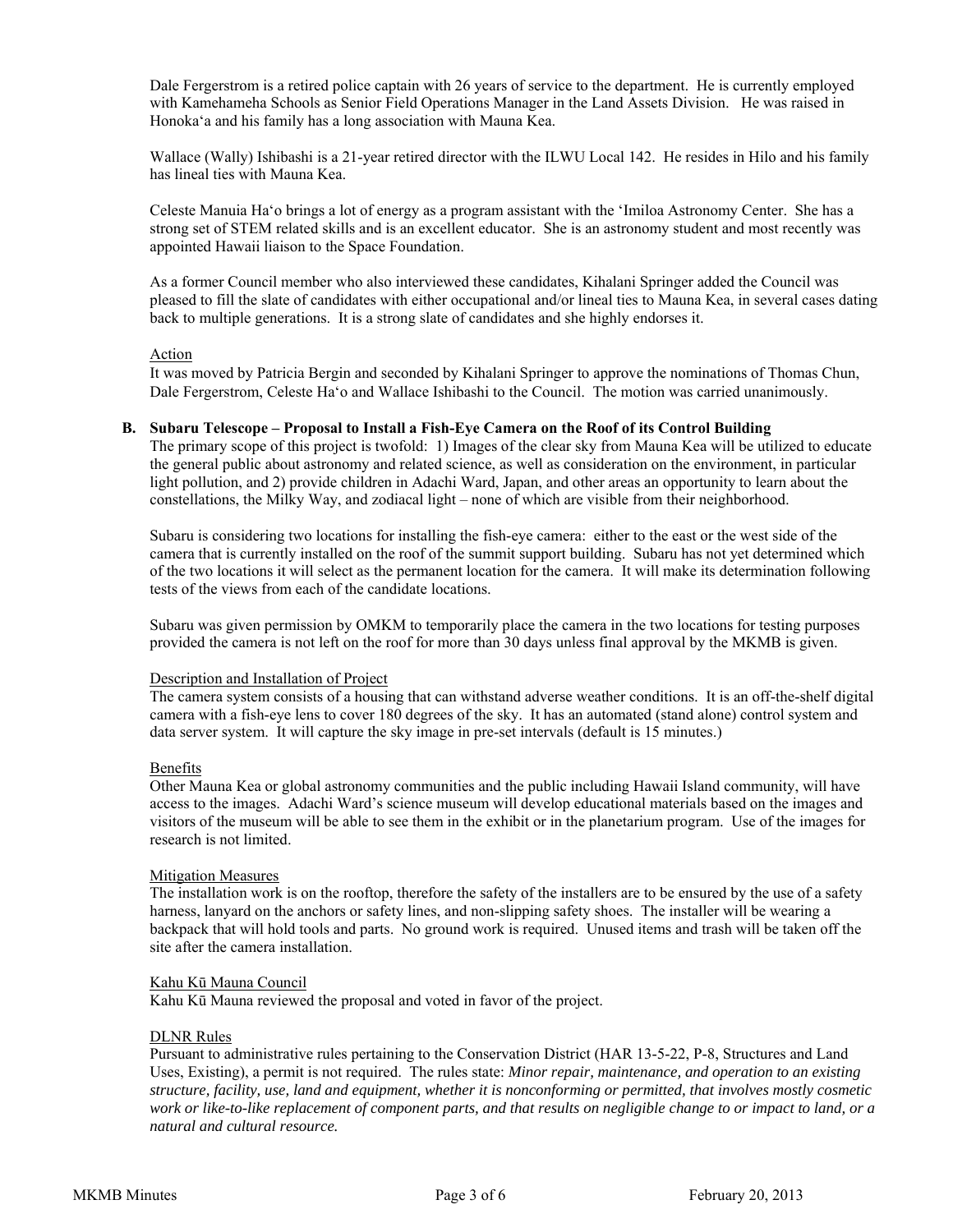Dale Fergerstrom is a retired police captain with 26 years of service to the department. He is currently employed with Kamehameha Schools as Senior Field Operations Manager in the Land Assets Division. He was raised in Honokaʻa and his family has a long association with Mauna Kea.

Wallace (Wally) Ishibashi is a 21-year retired director with the ILWU Local 142. He resides in Hilo and his family has lineal ties with Mauna Kea.

Celeste Manuia Haʻo brings a lot of energy as a program assistant with the ʻImiloa Astronomy Center. She has a strong set of STEM related skills and is an excellent educator. She is an astronomy student and most recently was appointed Hawaii liaison to the Space Foundation.

As a former Council member who also interviewed these candidates, Kihalani Springer added the Council was pleased to fill the slate of candidates with either occupational and/or lineal ties to Mauna Kea, in several cases dating back to multiple generations. It is a strong slate of candidates and she highly endorses it.

Action

It was moved by Patricia Bergin and seconded by Kihalani Springer to approve the nominations of Thomas Chun, Dale Fergerstrom, Celeste Haʻo and Wallace Ishibashi to the Council. The motion was carried unanimously.

**B. Subaru Telescope – Proposal to Install a Fish-Eye Camera on the Roof of its Control Building**

The primary scope of this project is twofold: 1) Images of the clear sky from Mauna Kea will be utilized to educate the general public about astronomy and related science, as well as consideration on the environment, in particular light pollution, and 2) provide children in Adachi Ward, Japan, and other areas an opportunity to learn about the constellations, the Milky Way, and zodiacal light – none of which are visible from their neighborhood.

Subaru is considering two locations for installing the fish-eye camera: either to the east or the west side of the camera that is currently installed on the roof of the summit support building. Subaru has not yet determined which of the two locations it will select as the permanent location for the camera. It will make its determination following tests of the views from each of the candidate locations.

Subaru was given permission by OMKM to temporarily place the camera in the two locations for testing purposes provided the camera is not left on the roof for more than 30 days unless final approval by the MKMB is given.

Description and Installation of Project

The camera system consists of a housing that can withstand adverse weather conditions. It is an off-the-shelf digital camera with a fish-eye lens to cover 180 degrees of the sky. It has an automated (stand alone) control system and data server system. It will capture the sky image in pre-set intervals (default is 15 minutes.)

Benefits

Other Mauna Kea or global astronomy communities and the public including Hawaii Island community, will have access to the images. Adachi Ward's science museum will develop educational materials based on the images and visitors of the museum will be able to see them in the exhibit or in the planetarium program. Use of the images for research is not limited.

Mitigation Measures

The installation work is on the rooftop, therefore the safety of the installers are to be ensured by the use of a safety harness, lanyard on the anchors or safety lines, and non-slipping safety shoes. The installer will be wearing a backpack that will hold tools and parts. No ground work is required. Unused items and trash will be taken off the site after the camera installation.

Kahu Kū Mauna Council

Kahu Kū Mauna reviewed the proposal and voted in favor of the project.

DLNR Rules

Pursuant to administrative rules pertaining to the Conservation District (HAR 13-5-22, P-8, Structures and Land Uses, Existing), a permit is not required. The rules state: *Minor repair, maintenance, and operation to an existing structure, facility, use, land and equipment, whether it is nonconforming or permitted, that involves mostly cosmetic work or like-to-like replacement of component parts, and that results on negligible change to or impact to land, or a natural and cultural resource.*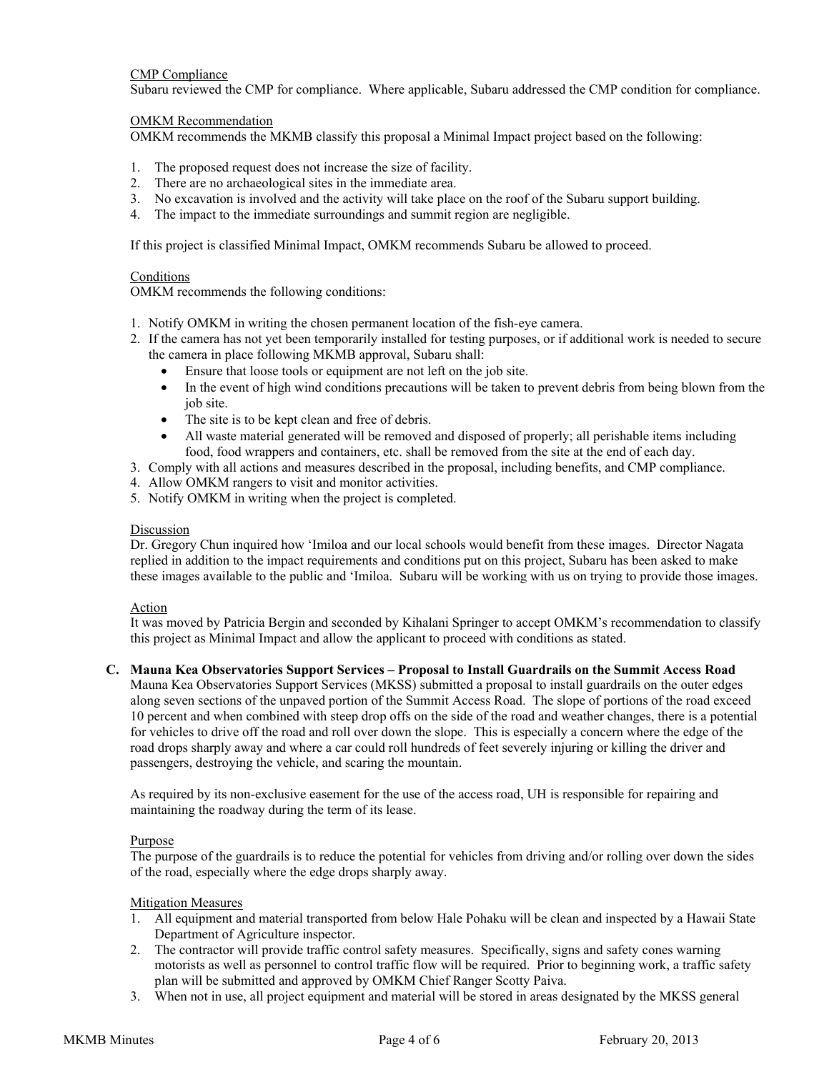CMP Compliance

Subaru reviewed the CMP for compliance. Where applicable, Subaru addressed the CMP condition for compliance.

OMKM Recommendation

OMKM recommends the MKMB classify this proposal a Minimal Impact project based on the following:

1. The proposed request does not increase the size of facility.
2. There are no archaeological sites in the immediate area.
3. No excavation is involved and the activity will take place on the roof of the Subaru support building.
4. The impact to the immediate surroundings and summit region are negligible.

If this project is classified Minimal Impact, OMKM recommends Subaru be allowed to proceed.

Conditions

OMKM recommends the following conditions:

1. Notify OMKM in writing the chosen permanent location of the fish-eye camera.
2. If the camera has not yet been temporarily installed for testing purposes, or if additional work is needed to secure the camera in place following MKMB approval, Subaru shall:
   - Ensure that loose tools or equipment are not left on the job site.
   - In the event of high wind conditions precautions will be taken to prevent debris from being blown from the job site.
   - The site is to be kept clean and free of debris.
   - All waste material generated will be removed and disposed of properly; all perishable items including food, food wrappers and containers, etc. shall be removed from the site at the end of each day.
3. Comply with all actions and measures described in the proposal, including benefits, and CMP compliance.
4. Allow OMKM rangers to visit and monitor activities.
5. Notify OMKM in writing when the project is completed.

Discussion

Dr. Gregory Chun inquired how ʻImiloa and our local schools would benefit from these images. Director Nagata replied in addition to the impact requirements and conditions put on this project, Subaru has been asked to make these images available to the public and ʻImiloa. Subaru will be working with us on trying to provide those images.

Action

It was moved by Patricia Bergin and seconded by Kihalani Springer to accept OMKM's recommendation to classify this project as Minimal Impact and allow the applicant to proceed with conditions as stated.

**C. Mauna Kea Observatories Support Services – Proposal to Install Guardrails on the Summit Access Road**

Mauna Kea Observatories Support Services (MKSS) submitted a proposal to install guardrails on the outer edges along seven sections of the unpaved portion of the Summit Access Road. The slope of portions of the road exceed 10 percent and when combined with steep drop offs on the side of the road and weather changes, there is a potential for vehicles to drive off the road and roll over down the slope. This is especially a concern where the edge of the road drops sharply away and where a car could roll hundreds of feet severely injuring or killing the driver and passengers, destroying the vehicle, and scaring the mountain.

As required by its non-exclusive easement for the use of the access road, UH is responsible for repairing and maintaining the roadway during the term of its lease.

Purpose

The purpose of the guardrails is to reduce the potential for vehicles from driving and/or rolling over down the sides of the road, especially where the edge drops sharply away.

Mitigation Measures

1. All equipment and material transported from below Hale Pohaku will be clean and inspected by a Hawaii State Department of Agriculture inspector.
2. The contractor will provide traffic control safety measures. Specifically, signs and safety cones warning motorists as well as personnel to control traffic flow will be required. Prior to beginning work, a traffic safety plan will be submitted and approved by OMKM Chief Ranger Scotty Paiva.
3. When not in use, all project equipment and material will be stored in areas designated by the MKSS general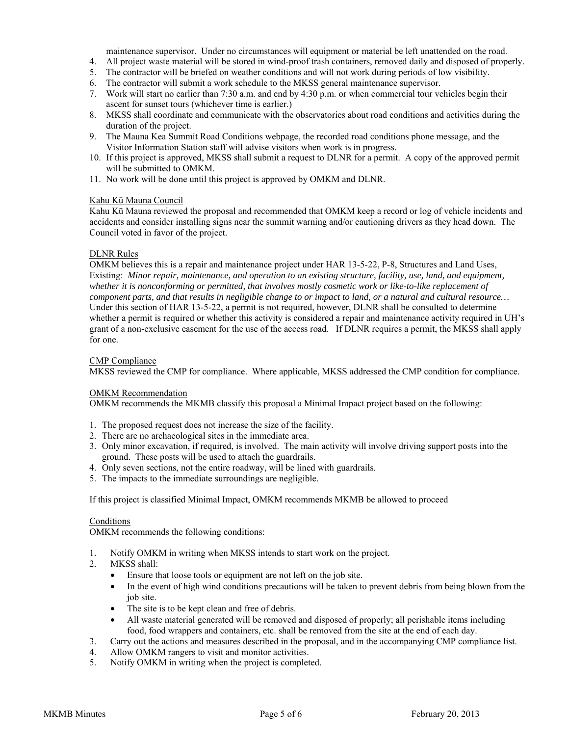maintenance supervisor. Under no circumstances will equipment or material be left unattended on the road.

4. All project waste material will be stored in wind-proof trash containers, removed daily and disposed of properly.
5. The contractor will be briefed on weather conditions and will not work during periods of low visibility.
6. The contractor will submit a work schedule to the MKSS general maintenance supervisor.
7. Work will start no earlier than 7:30 a.m. and end by 4:30 p.m. or when commercial tour vehicles begin their ascent for sunset tours (whichever time is earlier.)
8. MKSS shall coordinate and communicate with the observatories about road conditions and activities during the duration of the project.
9. The Mauna Kea Summit Road Conditions webpage, the recorded road conditions phone message, and the Visitor Information Station staff will advise visitors when work is in progress.
10. If this project is approved, MKSS shall submit a request to DLNR for a permit. A copy of the approved permit will be submitted to OMKM.
11. No work will be done until this project is approved by OMKM and DLNR.

Kahu Kū Mauna Council

Kahu Kū Mauna reviewed the proposal and recommended that OMKM keep a record or log of vehicle incidents and accidents and consider installing signs near the summit warning and/or cautioning drivers as they head down. The Council voted in favor of the project.

DLNR Rules

OMKM believes this is a repair and maintenance project under HAR 13-5-22, P-8, Structures and Land Uses, Existing: *Minor repair, maintenance, and operation to an existing structure, facility, use, land, and equipment, whether it is nonconforming or permitted, that involves mostly cosmetic work or like-to-like replacement of component parts, and that results in negligible change to or impact to land, or a natural and cultural resource…* Under this section of HAR 13-5-22, a permit is not required, however, DLNR shall be consulted to determine whether a permit is required or whether this activity is considered a repair and maintenance activity required in UH's grant of a non-exclusive easement for the use of the access road. If DLNR requires a permit, the MKSS shall apply for one.

CMP Compliance

MKSS reviewed the CMP for compliance. Where applicable, MKSS addressed the CMP condition for compliance.

OMKM Recommendation

OMKM recommends the MKMB classify this proposal a Minimal Impact project based on the following:

1. The proposed request does not increase the size of the facility.
2. There are no archaeological sites in the immediate area.
3. Only minor excavation, if required, is involved. The main activity will involve driving support posts into the ground. These posts will be used to attach the guardrails.
4. Only seven sections, not the entire roadway, will be lined with guardrails.
5. The impacts to the immediate surroundings are negligible.

If this project is classified Minimal Impact, OMKM recommends MKMB be allowed to proceed

Conditions

OMKM recommends the following conditions:

1. Notify OMKM in writing when MKSS intends to start work on the project.
2. MKSS shall:
   - Ensure that loose tools or equipment are not left on the job site.
   - In the event of high wind conditions precautions will be taken to prevent debris from being blown from the job site.
   - The site is to be kept clean and free of debris.
   - All waste material generated will be removed and disposed of properly; all perishable items including food, food wrappers and containers, etc. shall be removed from the site at the end of each day.
3. Carry out the actions and measures described in the proposal, and in the accompanying CMP compliance list.
4. Allow OMKM rangers to visit and monitor activities.
5. Notify OMKM in writing when the project is completed.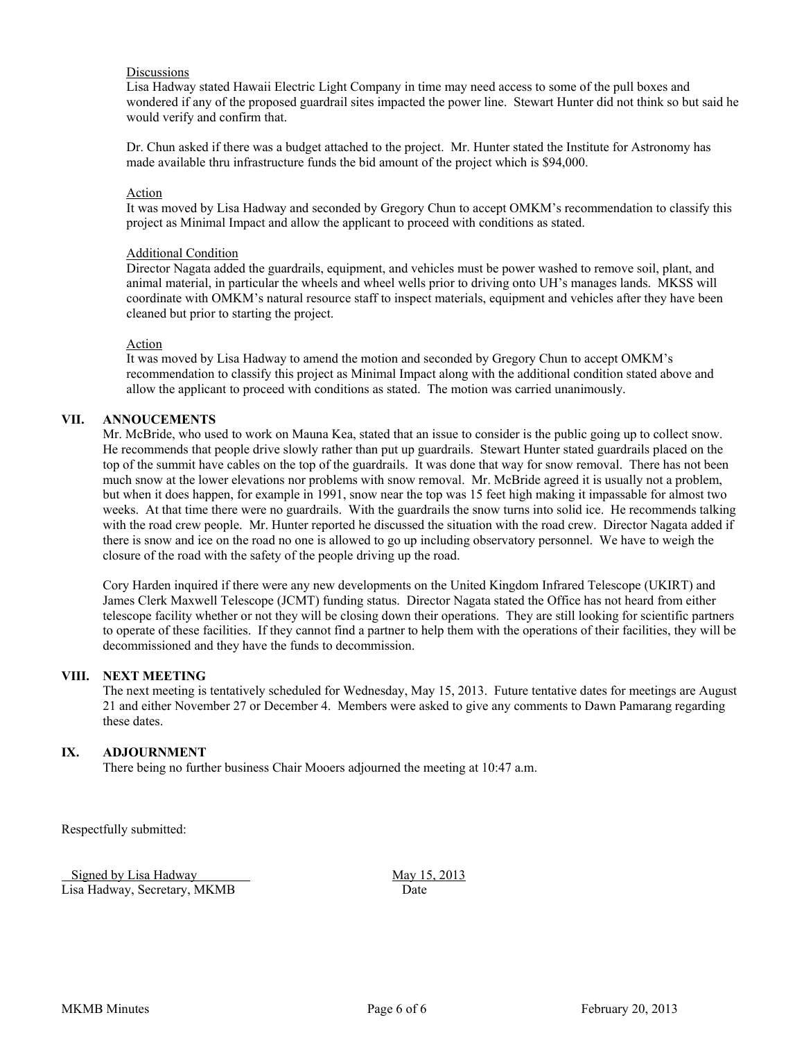Discussions

Lisa Hadway stated Hawaii Electric Light Company in time may need access to some of the pull boxes and wondered if any of the proposed guardrail sites impacted the power line. Stewart Hunter did not think so but said he would verify and confirm that.

Dr. Chun asked if there was a budget attached to the project. Mr. Hunter stated the Institute for Astronomy has made available thru infrastructure funds the bid amount of the project which is $94,000.

Action

It was moved by Lisa Hadway and seconded by Gregory Chun to accept OMKM's recommendation to classify this project as Minimal Impact and allow the applicant to proceed with conditions as stated.

Additional Condition

Director Nagata added the guardrails, equipment, and vehicles must be power washed to remove soil, plant, and animal material, in particular the wheels and wheel wells prior to driving onto UH's manages lands. MKSS will coordinate with OMKM's natural resource staff to inspect materials, equipment and vehicles after they have been cleaned but prior to starting the project.

Action

It was moved by Lisa Hadway to amend the motion and seconded by Gregory Chun to accept OMKM's recommendation to classify this project as Minimal Impact along with the additional condition stated above and allow the applicant to proceed with conditions as stated. The motion was carried unanimously.

## VII. ANNOUCEMENTS

Mr. McBride, who used to work on Mauna Kea, stated that an issue to consider is the public going up to collect snow. He recommends that people drive slowly rather than put up guardrails. Stewart Hunter stated guardrails placed on the top of the summit have cables on the top of the guardrails. It was done that way for snow removal. There has not been much snow at the lower elevations nor problems with snow removal. Mr. McBride agreed it is usually not a problem, but when it does happen, for example in 1991, snow near the top was 15 feet high making it impassable for almost two weeks. At that time there were no guardrails. With the guardrails the snow turns into solid ice. He recommends talking with the road crew people. Mr. Hunter reported he discussed the situation with the road crew. Director Nagata added if there is snow and ice on the road no one is allowed to go up including observatory personnel. We have to weigh the closure of the road with the safety of the people driving up the road.

Cory Harden inquired if there were any new developments on the United Kingdom Infrared Telescope (UKIRT) and James Clerk Maxwell Telescope (JCMT) funding status. Director Nagata stated the Office has not heard from either telescope facility whether or not they will be closing down their operations. They are still looking for scientific partners to operate of these facilities. If they cannot find a partner to help them with the operations of their facilities, they will be decommissioned and they have the funds to decommission.

## VIII. NEXT MEETING

The next meeting is tentatively scheduled for Wednesday, May 15, 2013. Future tentative dates for meetings are August 21 and either November 27 or December 4. Members were asked to give any comments to Dawn Pamarang regarding these dates.

## IX. ADJOURNMENT

There being no further business Chair Mooers adjourned the meeting at 10:47 a.m.

Respectfully submitted:

Signed by Lisa Hadway
Lisa Hadway, Secretary, MKMB

May 15, 2013
Date